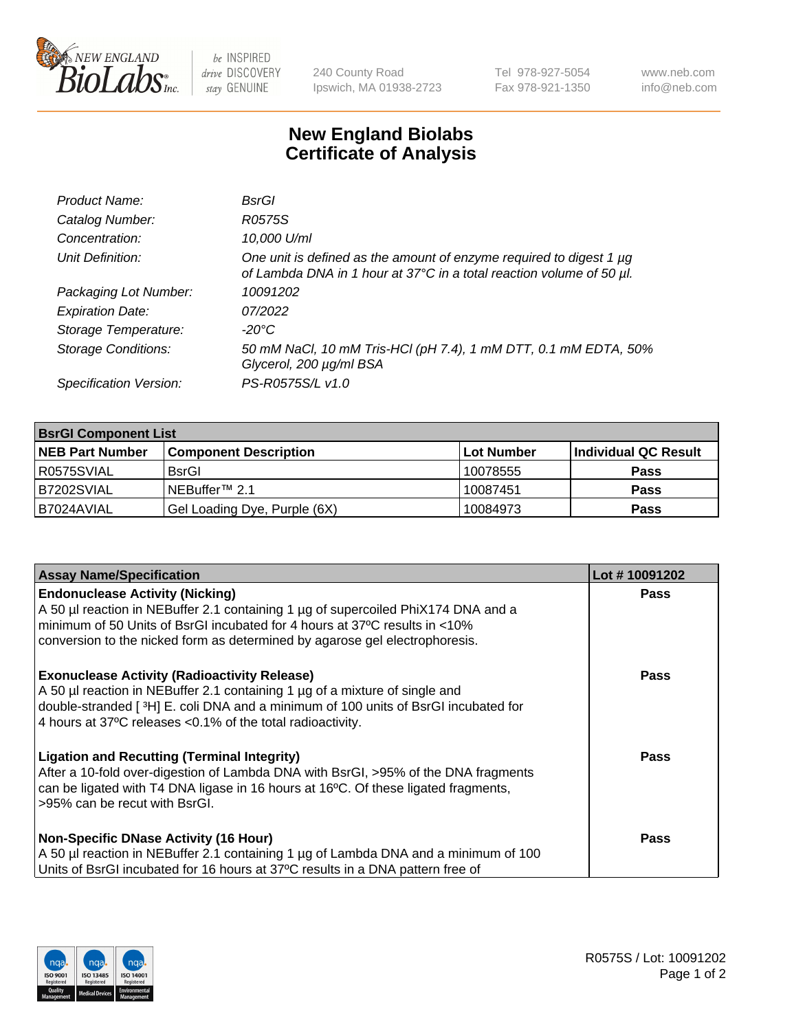# New England Biolabs
# Certificate of Analysis

| | |
|---|---|
| *Product Name:* | *BsrGI* |
| *Catalog Number:* | *R0575S* |
| *Concentration:* | *10,000 U/ml* |
| *Unit Definition:* | *One unit is defined as the amount of enzyme required to digest 1 µg of Lambda DNA in 1 hour at 37°C in a total reaction volume of 50 µl.* |
| *Packaging Lot Number:* | *10091202* |
| *Expiration Date:* | *07/2022* |
| *Storage Temperature:* | *-20°C* |
| *Storage Conditions:* | *50 mM NaCl, 10 mM Tris-HCl (pH 7.4), 1 mM DTT, 0.1 mM EDTA, 50% Glycerol, 200 µg/ml BSA* |
| *Specification Version:* | *PS-R0575S/L v1.0* |

| **BsrGI Component List** | | | |
|---|---|---|---|
| **NEB Part Number** | **Component Description** | **Lot Number** | **Individual QC Result** |
| R0575SVIAL | BsrGI | 10078555 | **Pass** |
| B7202SVIAL | NEBuffer™ 2.1 | 10087451 | **Pass** |
| B7024AVIAL | Gel Loading Dye, Purple (6X) | 10084973 | **Pass** |

| **Assay Name/Specification** | **Lot # 10091202** |
|---|---|
| **Endonuclease Activity (Nicking)** A 50 µl reaction in NEBuffer 2.1 containing 1 µg of supercoiled PhiX174 DNA and a minimum of 50 Units of BsrGI incubated for 4 hours at 37ºC results in <10% conversion to the nicked form as determined by agarose gel electrophoresis. | **Pass** |
| **Exonuclease Activity (Radioactivity Release)** A 50 µl reaction in NEBuffer 2.1 containing 1 µg of a mixture of single and double-stranded [ $^{3}$H] E. coli DNA and a minimum of 100 units of BsrGI incubated for 4 hours at 37ºC releases <0.1% of the total radioactivity. | **Pass** |
| **Ligation and Recutting (Terminal Integrity)** After a 10-fold over-digestion of Lambda DNA with BsrGI, >95% of the DNA fragments can be ligated with T4 DNA ligase in 16 hours at 16ºC. Of these ligated fragments, >95% can be recut with BsrGI. | **Pass** |
| **Non-Specific DNase Activity (16 Hour)** A 50 µl reaction in NEBuffer 2.1 containing 1 µg of Lambda DNA and a minimum of 100 Units of BsrGI incubated for 16 hours at 37ºC results in a DNA pattern free of | **Pass** |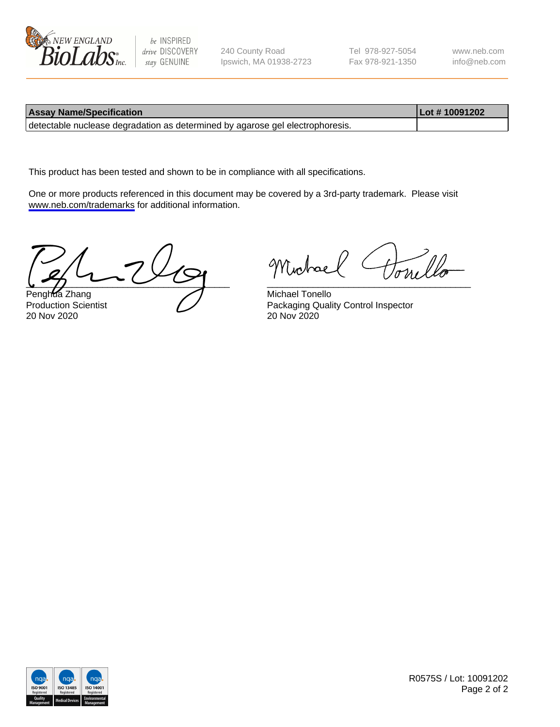| Assay Name/Specification | Lot # 10091202 |
|---|---|
| detectable nuclease degradation as determined by agarose gel electrophoresis. | |

This product has been tested and shown to be in compliance with all specifications.

One or more products referenced in this document may be covered by a 3rd-party trademark. Please visit www.neb.com/trademarks for additional information.

Penghua Zhang
Production Scientist
20 Nov 2020

Michael Tonello
Packaging Quality Control Inspector
20 Nov 2020

R0575S / Lot: 10091202